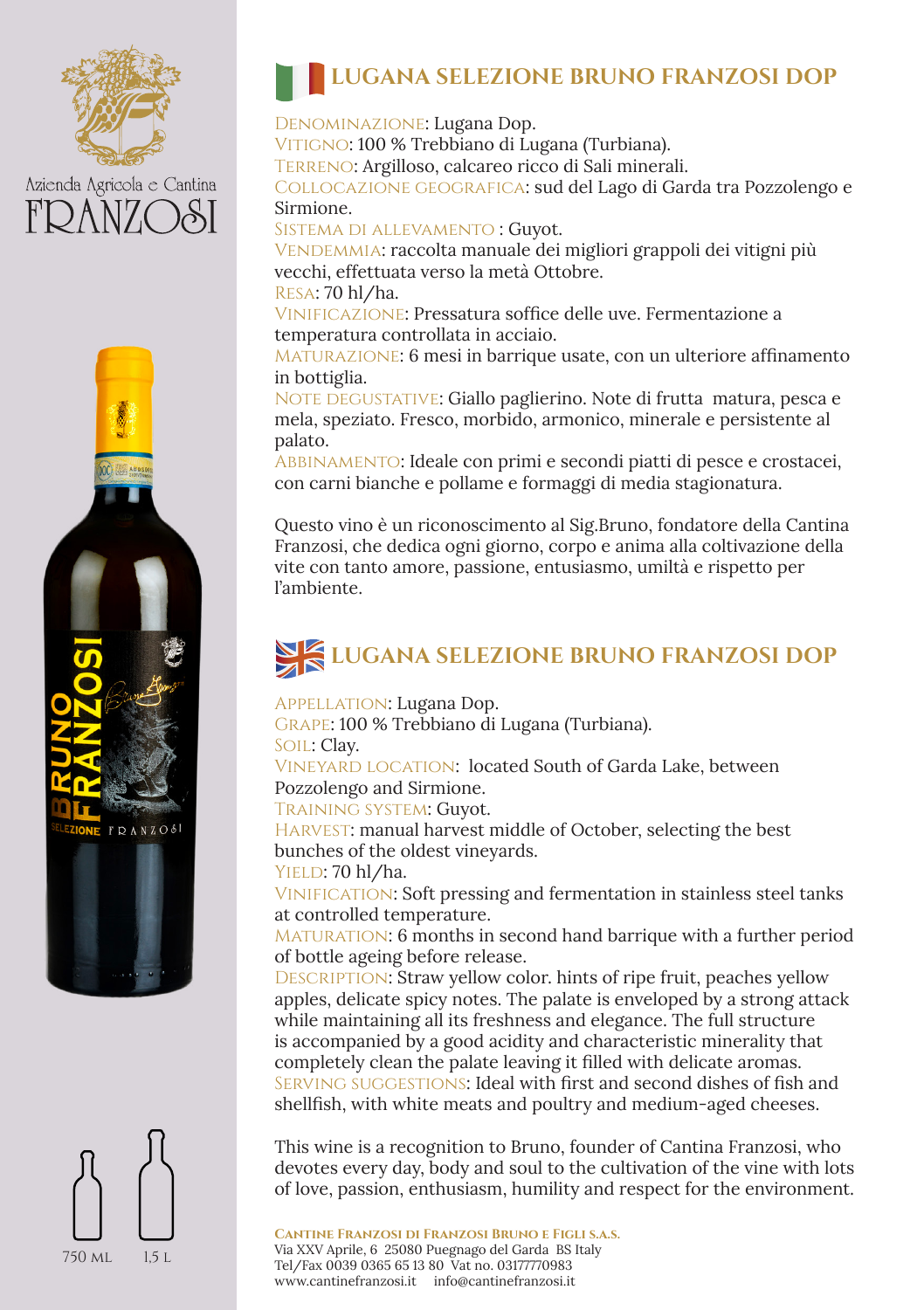Azienda Agricola e Cantina

FRANZOSI

## LUGANA SELEZIONE BRUNO FRANZOSI DOP

DENOMINAZIONE: Lugana Dop.
VITIGNO: 100 % Trebbiano di Lugana (Turbiana).
TERRENO: Argilloso, calcareo ricco di Sali minerali.
COLLOCAZIONE GEOGRAFICA: sud del Lago di Garda tra Pozzolengo e Sirmione.
SISTEMA DI ALLEVAMENTO : Guyot.
VENDEMMIA: raccolta manuale dei migliori grappoli dei vitigni più vecchi, effettuata verso la metà Ottobre.
RESA: 70 hl/ha.
VINIFICAZIONE: Pressatura soffice delle uve. Fermentazione a temperatura controllata in acciaio.
MATURAZIONE: 6 mesi in barrique usate, con un ulteriore affinamento in bottiglia.
NOTE DEGUSTATIVE: Giallo paglierino. Note di frutta matura, pesca e mela, speziato. Fresco, morbido, armonico, minerale e persistente al palato.
ABBINAMENTO: Ideale con primi e secondi piatti di pesce e crostacei, con carni bianche e pollame e formaggi di media stagionatura.

Questo vino è un riconoscimento al Sig.Bruno, fondatore della Cantina Franzosi, che dedica ogni giorno, corpo e anima alla coltivazione della vite con tanto amore, passione, entusiasmo, umiltà e rispetto per l'ambiente.

## LUGANA SELEZIONE BRUNO FRANZOSI DOP

APPELLATION: Lugana Dop.
GRAPE: 100 % Trebbiano di Lugana (Turbiana).
SOIL: Clay.
VINEYARD LOCATION: located South of Garda Lake, between Pozzolengo and Sirmione.
TRAINING SYSTEM: Guyot.
HARVEST: manual harvest middle of October, selecting the best bunches of the oldest vineyards.
YIELD: 70 hl/ha.
VINIFICATION: Soft pressing and fermentation in stainless steel tanks at controlled temperature.
MATURATION: 6 months in second hand barrique with a further period of bottle ageing before release.
DESCRIPTION: Straw yellow color. hints of ripe fruit, peaches yellow apples, delicate spicy notes. The palate is enveloped by a strong attack while maintaining all its freshness and elegance. The full structure is accompanied by a good acidity and characteristic minerality that completely clean the palate leaving it filled with delicate aromas.
SERVING SUGGESTIONS: Ideal with first and second dishes of fish and shellfish, with white meats and poultry and medium-aged cheeses.

This wine is a recognition to Bruno, founder of Cantina Franzosi, who devotes every day, body and soul to the cultivation of the vine with lots of love, passion, enthusiasm, humility and respect for the environment.

750 ML 1,5 L

**CANTINE FRANZOSI DI FRANZOSI BRUNO E FIGLI S.A.S.**
Via XXV Aprile, 6 25080 Puegnago del Garda BS Italy
Tel/Fax 0039 0365 65 13 80 Vat no. 03177770983
www.cantinefranzosi.it info@cantinefranzosi.it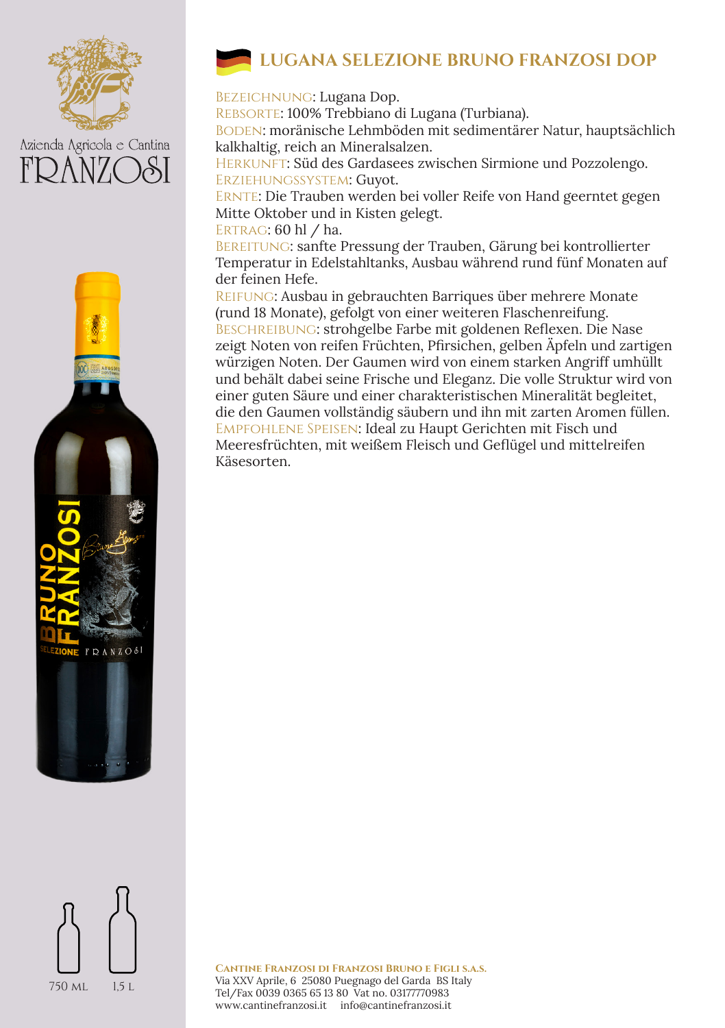Azienda Agricola e Cantina
FRANZOSI

# LUGANA SELEZIONE BRUNO FRANZOSI DOP

BEZEICHNUNG: Lugana Dop.
REBSORTE: 100% Trebbiano di Lugana (Turbiana).
BODEN: moränische Lehmböden mit sedimentärer Natur, hauptsächlich kalkhaltig, reich an Mineralsalzen.
HERKUNFT: Süd des Gardasees zwischen Sirmione und Pozzolengo.
ERZIEHUNGSSYSTEM: Guyot.
ERNTE: Die Trauben werden bei voller Reife von Hand geerntet gegen Mitte Oktober und in Kisten gelegt.
ERTRAG: 60 hl / ha.
BEREITUNG: sanfte Pressung der Trauben, Gärung bei kontrollierter Temperatur in Edelstahltanks, Ausbau während rund fünf Monaten auf der feinen Hefe.
REIFUNG: Ausbau in gebrauchten Barriques über mehrere Monate (rund 18 Monate), gefolgt von einer weiteren Flaschenreifung.
BESCHREIBUNG: strohgelbe Farbe mit goldenen Reflexen. Die Nase zeigt Noten von reifen Früchten, Pfirsichen, gelben Äpfeln und zartigen würzigen Noten. Der Gaumen wird von einem starken Angriff umhüllt und behält dabei seine Frische und Eleganz. Die volle Struktur wird von einer guten Säure und einer charakteristischen Mineralität begleitet, die den Gaumen vollständig säubern und ihn mit zarten Aromen füllen.
EMPFOHLENE SPEISEN: Ideal zu Haupt Gerichten mit Fisch und Meeresfrüchten, mit weißem Fleisch und Geflügel und mittelreifen Käsesorten.

750 ML 1,5 L

**CANTINE FRANZOSI DI FRANZOSI BRUNO E FIGLI S.A.S.**
Via XXV Aprile, 6 25080 Puegnago del Garda BS Italy
Tel/Fax 0039 0365 65 13 80 Vat no. 03177770983
www.cantinefranzosi.it info@cantinefranzosi.it